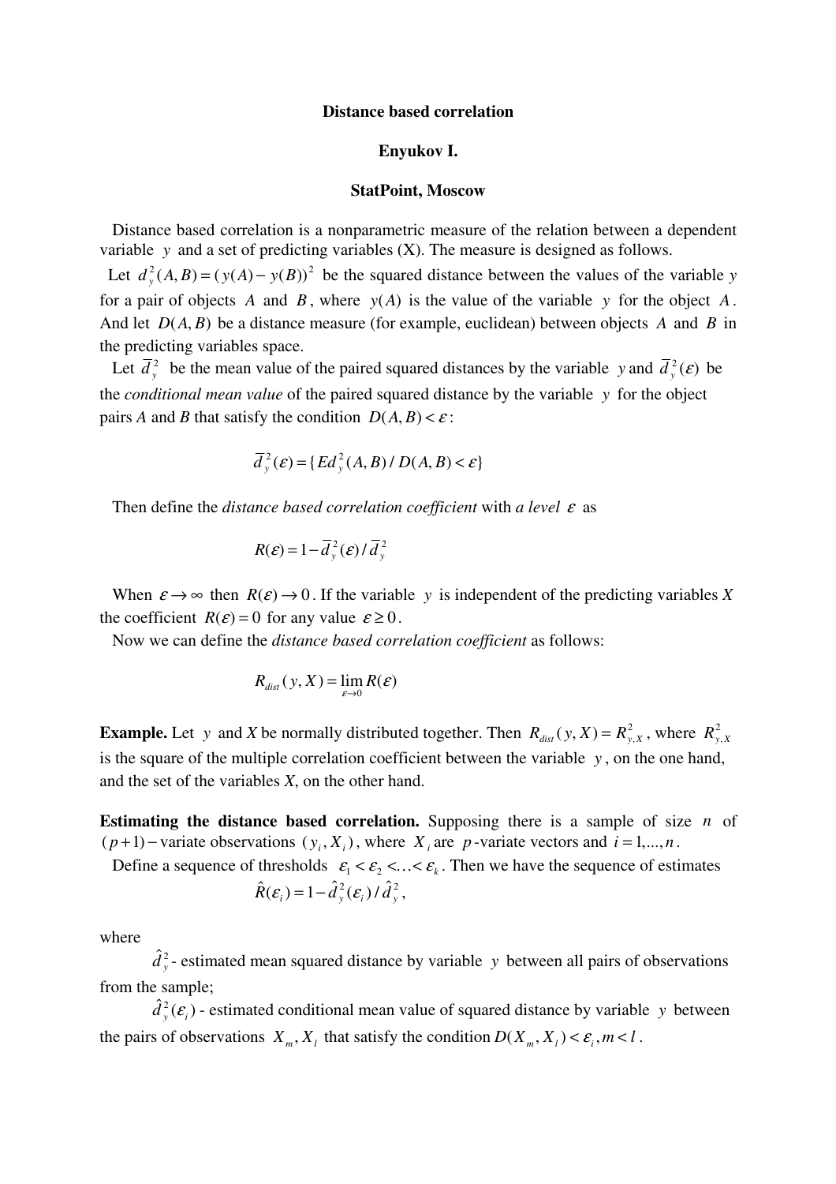**Distance based correlation**

**Enyukov I.**

**StatPoint, Moscow**

Distance based correlation is a nonparametric measure of the relation between a dependent variable $y$ and a set of predicting variables (X). The measure is designed as follows.

Let $d_y^2(A,B) = (y(A) - y(B))^2$ be the squared distance between the values of the variable $y$ for a pair of objects $A$ and $B$, where $y(A)$ is the value of the variable $y$ for the object $A$. And let $D(A,B)$ be a distance measure (for example, euclidean) between objects $A$ and $B$ in the predicting variables space.

Let $\overline{d}_y^2$ be the mean value of the paired squared distances by the variable $y$ and $\overline{d}_y^2(\varepsilon)$ be the *conditional mean value* of the paired squared distance by the variable $y$ for the object pairs $A$ and $B$ that satisfy the condition $D(A,B) < \varepsilon$:

$$\overline{d}_y^2(\varepsilon) = \{E d_y^2(A,B) / D(A,B) < \varepsilon\}$$

Then define the *distance based correlation coefficient* with *a level* $\varepsilon$ as

$$R(\varepsilon) = 1 - \overline{d}_y^2(\varepsilon) / \overline{d}_y^2$$

When $\varepsilon \to \infty$ then $R(\varepsilon) \to 0$. If the variable $y$ is independent of the predicting variables $X$ the coefficient $R(\varepsilon) = 0$ for any value $\varepsilon \geq 0$.

Now we can define the *distance based correlation coefficient* as follows:

$$R_{dist}(y, X) = \lim_{\varepsilon \to 0} R(\varepsilon)$$

**Example.** Let $y$ and $X$ be normally distributed together. Then $R_{dist}(y, X) = R_{y,X}^2$, where $R_{y,X}^2$ is the square of the multiple correlation coefficient between the variable $y$, on the one hand, and the set of the variables $X$, on the other hand.

**Estimating the distance based correlation.** Supposing there is a sample of size $n$ of $(p+1)$–variate observations $(y_i, X_i)$, where $X_i$ are $p$-variate vectors and $i = 1,...,n$.

Define a sequence of thresholds $\varepsilon_1 < \varepsilon_2 < \ldots < \varepsilon_k$. Then we have the sequence of estimates

$$\hat{R}(\varepsilon_i) = 1 - \hat{d}_y^2(\varepsilon_i) / \hat{d}_y^2,$$

where

$\hat{d}_y^2$ - estimated mean squared distance by variable $y$ between all pairs of observations from the sample;

$\hat{d}_y^2(\varepsilon_i)$ - estimated conditional mean value of squared distance by variable $y$ between the pairs of observations $X_m, X_l$ that satisfy the condition $D(X_m, X_l) < \varepsilon_i, m < l$.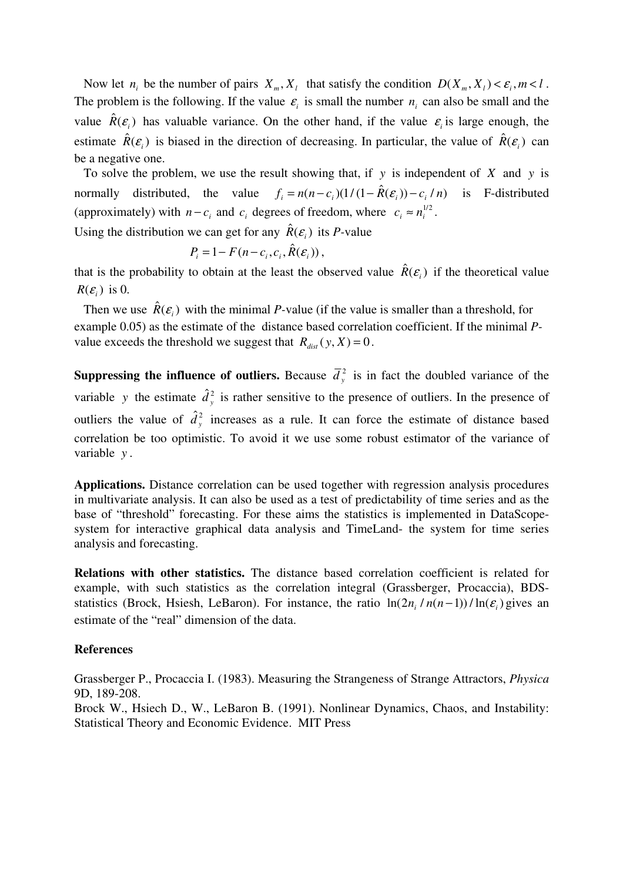Now let $n_i$ be the number of pairs $X_m, X_l$ that satisfy the condition $D(X_m, X_l) < \varepsilon_i, m < l$. The problem is the following. If the value $\varepsilon_i$ is small the number $n_i$ can also be small and the value $\hat{R}(\varepsilon_i)$ has valuable variance. On the other hand, if the value $\varepsilon_i$ is large enough, the estimate $\hat{R}(\varepsilon_i)$ is biased in the direction of decreasing. In particular, the value of $\hat{R}(\varepsilon_i)$ can be a negative one.

To solve the problem, we use the result showing that, if $y$ is independent of $X$ and $y$ is normally distributed, the value $f_i = n(n-c_i)(1/(1-\hat{R}(\varepsilon_i)) - c_i/n)$ is F-distributed (approximately) with $n-c_i$ and $c_i$ degrees of freedom, where $c_i \approx n_i^{1/2}$.

Using the distribution we can get for any $\hat{R}(\varepsilon_i)$ its *P*-value

$$P_i = 1 - F(n-c_i, c_i, \hat{R}(\varepsilon_i)),$$

that is the probability to obtain at the least the observed value $\hat{R}(\varepsilon_i)$ if the theoretical value $R(\varepsilon_i)$ is 0.

Then we use $\hat{R}(\varepsilon_i)$ with the minimal *P*-value (if the value is smaller than a threshold, for example 0.05) as the estimate of the distance based correlation coefficient. If the minimal *P*-value exceeds the threshold we suggest that $R_{dist}(y, X) = 0$.

**Suppressing the influence of outliers.** Because $\overline{d}_y^{\,2}$ is in fact the doubled variance of the variable $y$ the estimate $\hat{d}_y^{\,2}$ is rather sensitive to the presence of outliers. In the presence of outliers the value of $\hat{d}_y^{\,2}$ increases as a rule. It can force the estimate of distance based correlation be too optimistic. To avoid it we use some robust estimator of the variance of variable $y$.

**Applications.** Distance correlation can be used together with regression analysis procedures in multivariate analysis. It can also be used as a test of predictability of time series and as the base of "threshold" forecasting. For these aims the statistics is implemented in DataScope-system for interactive graphical data analysis and TimeLand- the system for time series analysis and forecasting.

**Relations with other statistics.** The distance based correlation coefficient is related for example, with such statistics as the correlation integral (Grassberger, Procaccia), BDS-statistics (Brock, Hsiesh, LeBaron). For instance, the ratio $\ln(2n_i / n(n-1)) / \ln(\varepsilon_i)$ gives an estimate of the "real" dimension of the data.

**References**

Grassberger P., Procaccia I. (1983). Measuring the Strangeness of Strange Attractors, *Physica* 9D, 189-208.

Brock W., Hsiech D., W., LeBaron B. (1991). Nonlinear Dynamics, Chaos, and Instability: Statistical Theory and Economic Evidence. MIT Press